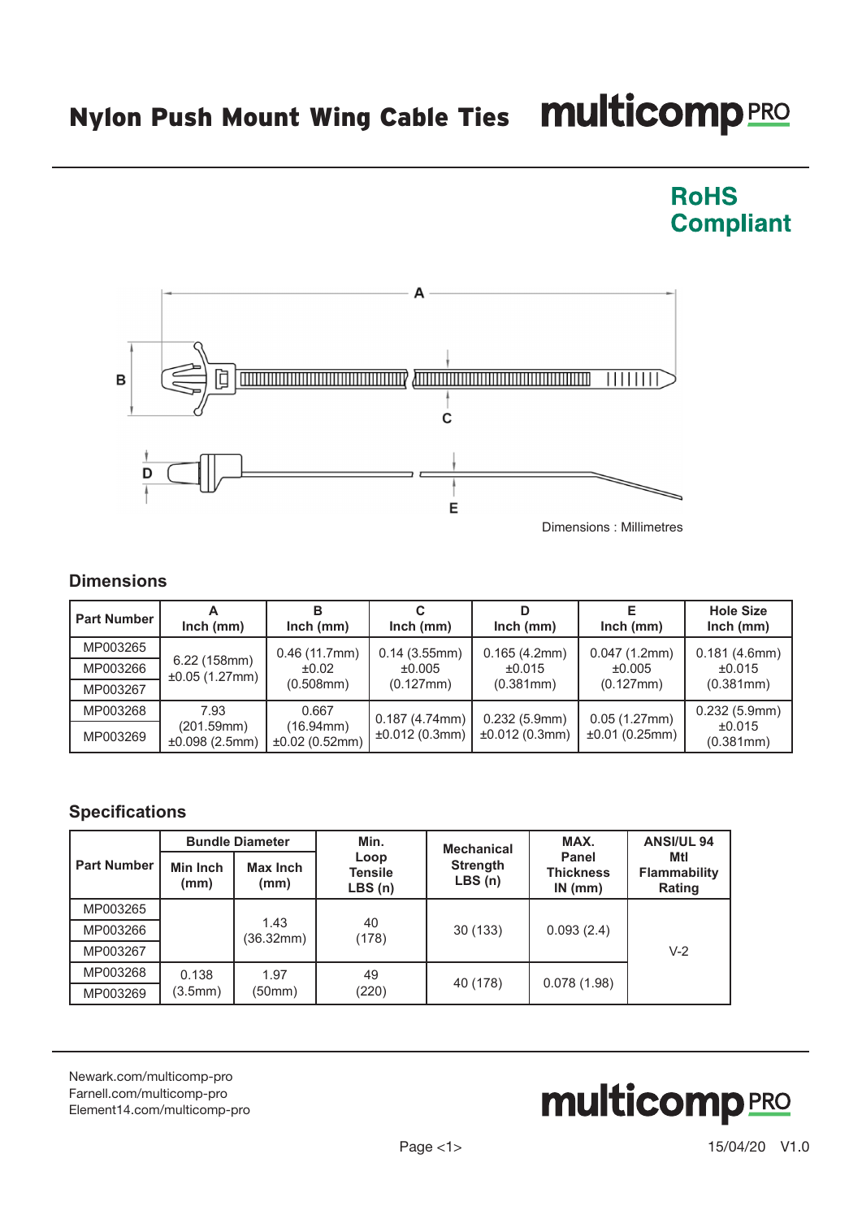# Nylon Push Mount Wing Cable Ties

**multicomp PRO**

**RoHS Compliant**

Dimensions : Millimetres

## Dimensions

| Part Number | A Inch (mm) | B Inch (mm) | C Inch (mm) | D Inch (mm) | E Inch (mm) | Hole Size Inch (mm) |
|---|---|---|---|---|---|---|
| MP003265 | 6.22 (158mm) ±0.05 (1.27mm) | 0.46 (11.7mm) ±0.02 (0.508mm) | 0.14 (3.55mm) ±0.005 (0.127mm) | 0.165 (4.2mm) ±0.015 (0.381mm) | 0.047 (1.2mm) ±0.005 (0.127mm) | 0.181 (4.6mm) ±0.015 (0.381mm) |
| MP003266 | | | | | | |
| MP003267 | | | | | | |
| MP003268 | 7.93 (201.59mm) ±0.098 (2.5mm) | 0.667 (16.94mm) ±0.02 (0.52mm) | 0.187 (4.74mm) ±0.012 (0.3mm) | 0.232 (5.9mm) ±0.012 (0.3mm) | 0.05 (1.27mm) ±0.01 (0.25mm) | 0.232 (5.9mm) ±0.015 (0.381mm) |
| MP003269 | | | | | | |

## Specifications

| Part Number | Bundle Diameter | | Min. Loop Tensile LBS (n) | Mechanical Strength LBS (n) | MAX. Panel Thickness IN (mm) | ANSI/UL 94 Mtl Flammability Rating |
|---|---|---|---|---|---|---|
| | Min Inch (mm) | Max Inch (mm) | | | | |
| MP003265 | | 1.43 (36.32mm) | 40 (178) | 30 (133) | 0.093 (2.4) | V-2 |
| MP003266 | | | | | | |
| MP003267 | | | | | | |
| MP003268 | 0.138 (3.5mm) | 1.97 (50mm) | 49 (220) | 40 (178) | 0.078 (1.98) | |
| MP003269 | | | | | | |

Newark.com/multicomp-pro
Farnell.com/multicomp-pro
Element14.com/multicomp-pro

**multicomp PRO**

15/04/20 V1.0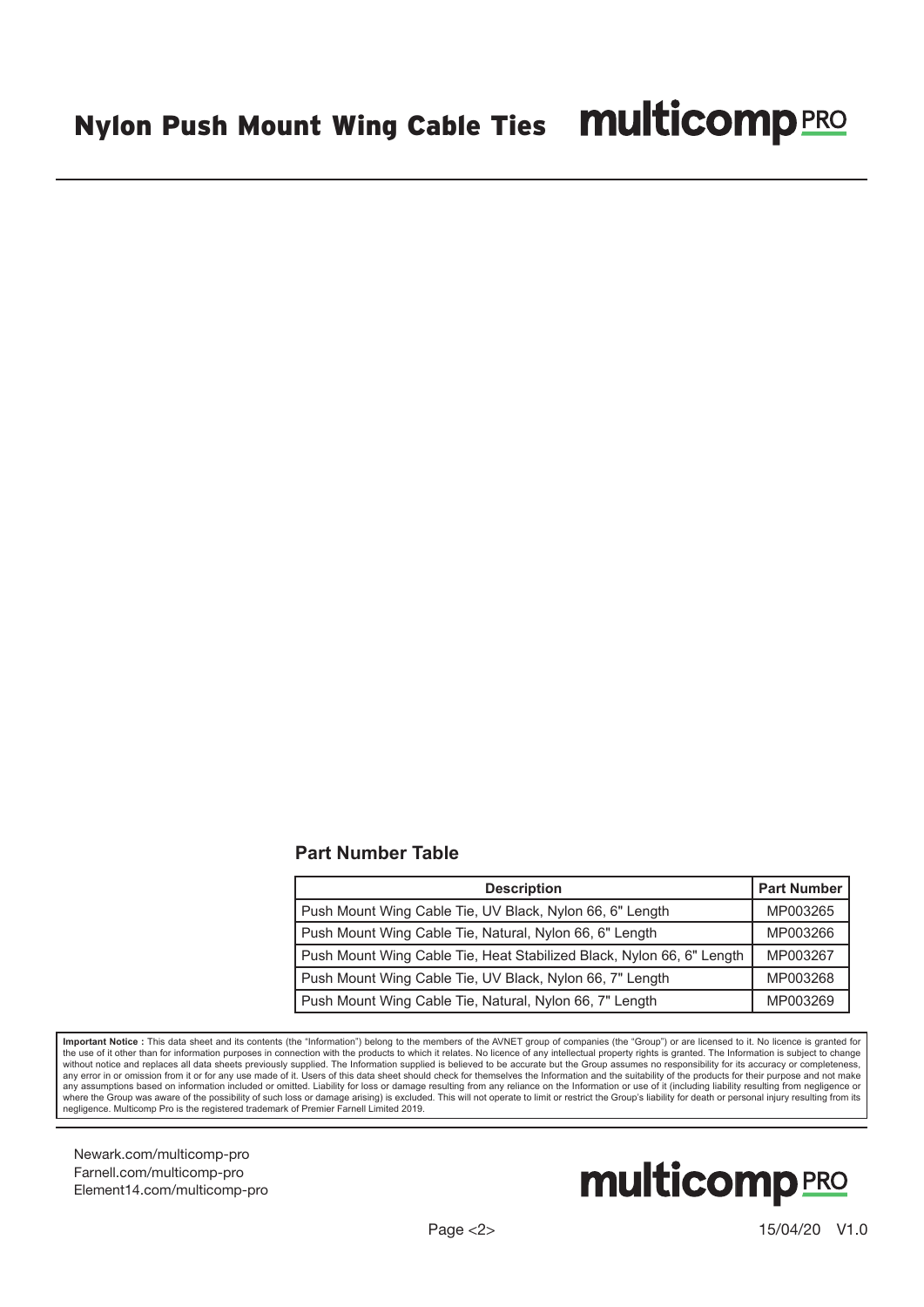## Part Number Table

| Description | Part Number |
|---|---|
| Push Mount Wing Cable Tie, UV Black, Nylon 66, 6" Length | MP003265 |
| Push Mount Wing Cable Tie, Natural, Nylon 66, 6" Length | MP003266 |
| Push Mount Wing Cable Tie, Heat Stabilized Black, Nylon 66, 6" Length | MP003267 |
| Push Mount Wing Cable Tie, UV Black, Nylon 66, 7" Length | MP003268 |
| Push Mount Wing Cable Tie, Natural, Nylon 66, 7" Length | MP003269 |

**Important Notice :** This data sheet and its contents (the "Information") belong to the members of the AVNET group of companies (the "Group") or are licensed to it. No licence is granted for the use of it other than for information purposes in connection with the products to which it relates. No licence of any intellectual property rights is granted. The Information is subject to change without notice and replaces all data sheets previously supplied. The Information supplied is believed to be accurate but the Group assumes no responsibility for its accuracy or completeness, any error in or omission from it or for any use made of it. Users of this data sheet should check for themselves the Information and the suitability of the products for their purpose and not make any assumptions based on information included or omitted. Liability for loss or damage resulting from any reliance on the Information or use of it (including liability resulting from negligence or where the Group was aware of the possibility of such loss or damage arising) is excluded. This will not operate to limit or restrict the Group's liability for death or personal injury resulting from its negligence. Multicomp Pro is the registered trademark of Premier Farnell Limited 2019.

Newark.com/multicomp-pro
Farnell.com/multicomp-pro
Element14.com/multicomp-pro

15/04/20 V1.0